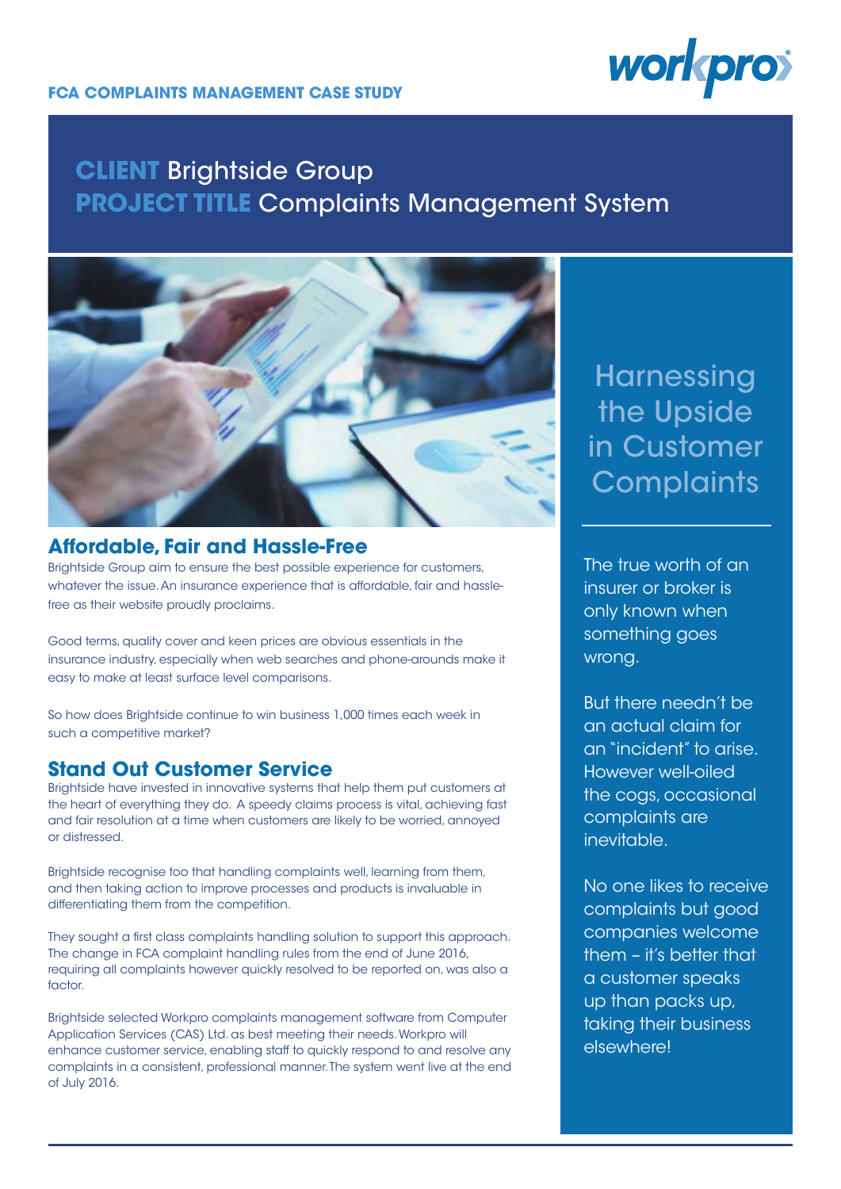**FCA COMPLAINTS MANAGEMENT CASE STUDY**

# CLIENT Brightside Group
# PROJECT TITLE Complaints Management System

## Affordable, Fair and Hassle-Free

Brightside Group aim to ensure the best possible experience for customers, whatever the issue. An insurance experience that is affordable, fair and hassle-free as their website proudly proclaims.

Good terms, quality cover and keen prices are obvious essentials in the insurance industry, especially when web searches and phone-arounds make it easy to make at least surface level comparisons.

So how does Brightside continue to win business 1,000 times each week in such a competitive market?

## Stand Out Customer Service

Brightside have invested in innovative systems that help them put customers at the heart of everything they do. A speedy claims process is vital, achieving fast and fair resolution at a time when customers are likely to be worried, annoyed or distressed.

Brightside recognise too that handling complaints well, learning from them, and then taking action to improve processes and products is invaluable in differentiating them from the competition.

They sought a first class complaints handling solution to support this approach. The change in FCA complaint handling rules from the end of June 2016, requiring all complaints however quickly resolved to be reported on, was also a factor.

Brightside selected Workpro complaints management software from Computer Application Services (CAS) Ltd. as best meeting their needs. Workpro will enhance customer service, enabling staff to quickly respond to and resolve any complaints in a consistent, professional manner. The system went live at the end of July 2016.

## Harnessing the Upside in Customer Complaints

The true worth of an insurer or broker is only known when something goes wrong.

But there needn't be an actual claim for an "incident" to arise. However well-oiled the cogs, occasional complaints are inevitable.

No one likes to receive complaints but good companies welcome them – it's better that a customer speaks up than packs up, taking their business elsewhere!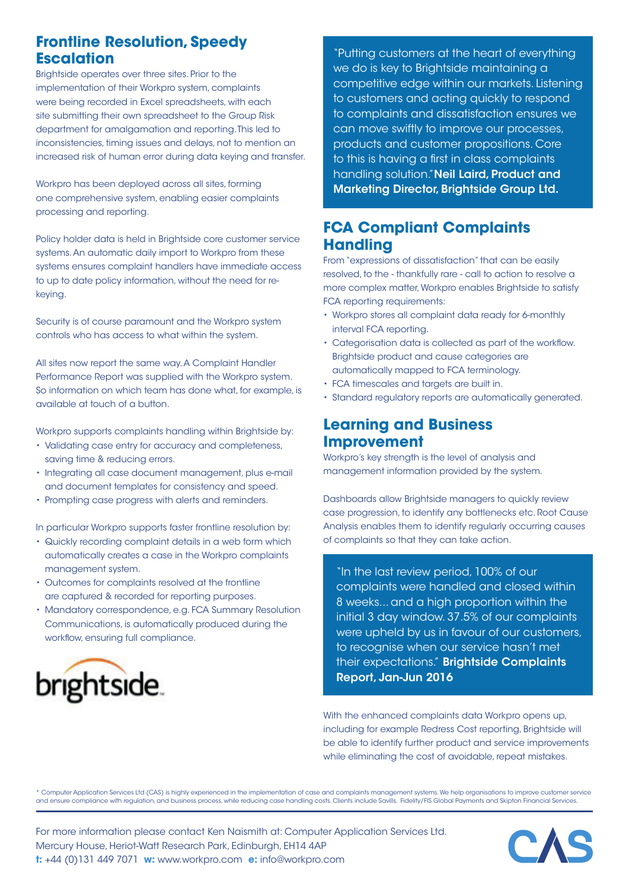## Frontline Resolution, Speedy Escalation

Brightside operates over three sites. Prior to the implementation of their Workpro system, complaints were being recorded in Excel spreadsheets, with each site submitting their own spreadsheet to the Group Risk department for amalgamation and reporting. This led to inconsistencies, timing issues and delays, not to mention an increased risk of human error during data keying and transfer.

Workpro has been deployed across all sites, forming one comprehensive system, enabling easier complaints processing and reporting.

Policy holder data is held in Brightside core customer service systems. An automatic daily import to Workpro from these systems ensures complaint handlers have immediate access to up to date policy information, without the need for re-keying.

Security is of course paramount and the Workpro system controls who has access to what within the system.

All sites now report the same way. A Complaint Handler Performance Report was supplied with the Workpro system. So information on which team has done what, for example, is available at touch of a button.

Workpro supports complaints handling within Brightside by:

- Validating case entry for accuracy and completeness, saving time & reducing errors.
- Integrating all case document management, plus e-mail and document templates for consistency and speed.
- Prompting case progress with alerts and reminders.

In particular Workpro supports faster frontline resolution by:

- Quickly recording complaint details in a web form which automatically creates a case in the Workpro complaints management system.
- Outcomes for complaints resolved at the frontline are captured & recorded for reporting purposes.
- Mandatory correspondence, e.g. FCA Summary Resolution Communications, is automatically produced during the workflow, ensuring full compliance.

brightside

"Putting customers at the heart of everything we do is key to Brightside maintaining a competitive edge within our markets. Listening to customers and acting quickly to respond to complaints and dissatisfaction ensures we can move swiftly to improve our processes, products and customer propositions. Core to this is having a first in class complaints handling solution." **Neil Laird, Product and Marketing Director, Brightside Group Ltd.**

## FCA Compliant Complaints Handling

From "expressions of dissatisfaction" that can be easily resolved, to the - thankfully rare - call to action to resolve a more complex matter, Workpro enables Brightside to satisfy FCA reporting requirements:

- Workpro stores all complaint data ready for 6-monthly interval FCA reporting.
- Categorisation data is collected as part of the workflow. Brightside product and cause categories are automatically mapped to FCA terminology.
- FCA timescales and targets are built in.
- Standard regulatory reports are automatically generated.

## Learning and Business Improvement

Workpro's key strength is the level of analysis and management information provided by the system.

Dashboards allow Brightside managers to quickly review case progression, to identify any bottlenecks etc. Root Cause Analysis enables them to identify regularly occurring causes of complaints so that they can take action.

"In the last review period, 100% of our complaints were handled and closed within 8 weeks... and a high proportion within the initial 3 day window. 37.5% of our complaints were upheld by us in favour of our customers, to recognise when our service hasn't met their expectations." **Brightside Complaints Report, Jan-Jun 2016**

With the enhanced complaints data Workpro opens up, including for example Redress Cost reporting, Brightside will be able to identify further product and service improvements while eliminating the cost of avoidable, repeat mistakes.

* Computer Application Services Ltd (CAS) is highly experienced in the implementation of case and complaints management systems. We help organisations to improve customer service and ensure compliance with regulation, and business process, while reducing case handling costs. Clients include Savills, Fidelity/FIS Global Payments and Skipton Financial Services.

For more information please contact Ken Naismith at: Computer Application Services Ltd.
Mercury House, Heriot-Watt Research Park, Edinburgh, EH14 4AP
**t:** +44 (0)131 449 7071 **w:** www.workpro.com **e:** info@workpro.com

CAS